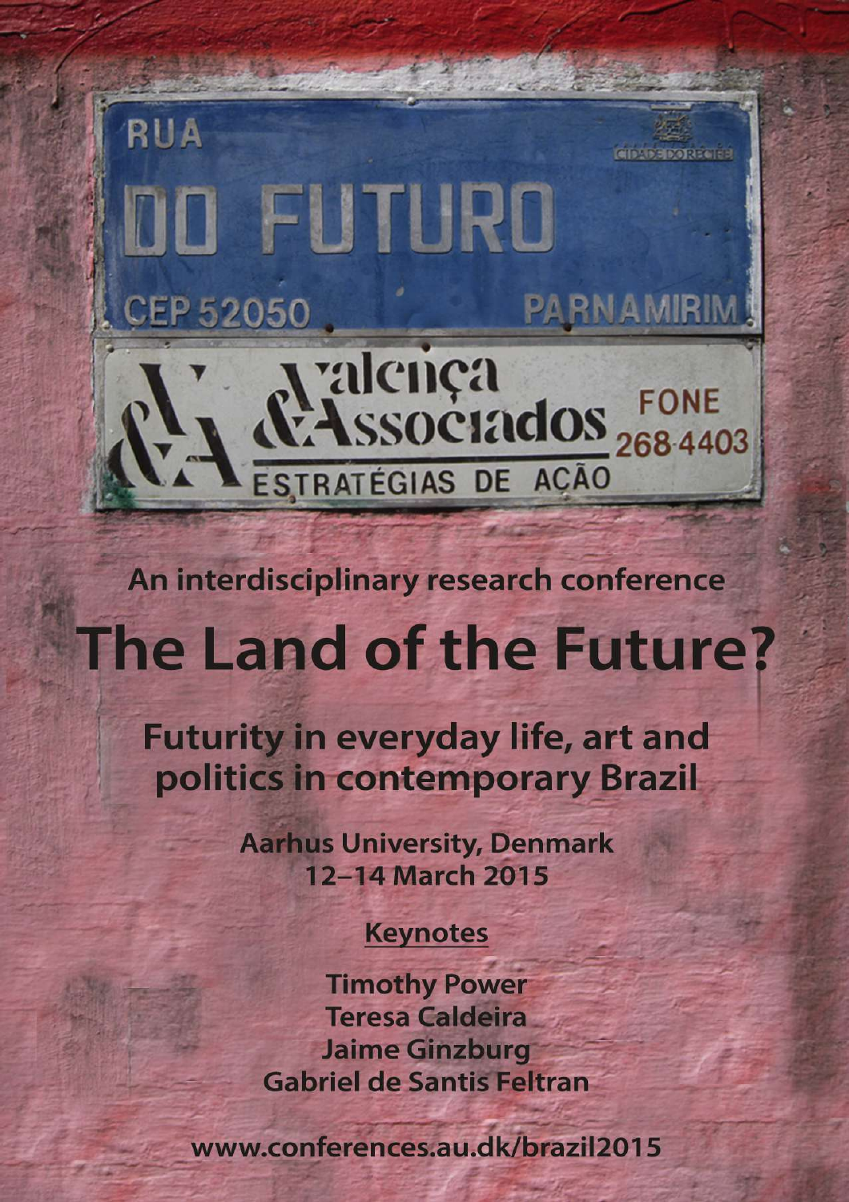RUA

DO FUTURO

CIDADE DO RECIFE

CEP 52050

PARNAMIRIM

Valença & Associados

ESTRATÉGIAS DE AÇÃO

FONE 268-4403

**An interdisciplinary research conference**

# The Land of the Future?

## Futurity in everyday life, art and politics in contemporary Brazil

**Aarhus University, Denmark**
**12–14 March 2015**

**Keynotes**

**Timothy Power**
**Teresa Caldeira**
**Jaime Ginzburg**
**Gabriel de Santis Feltran**

**www.conferences.au.dk/brazil2015**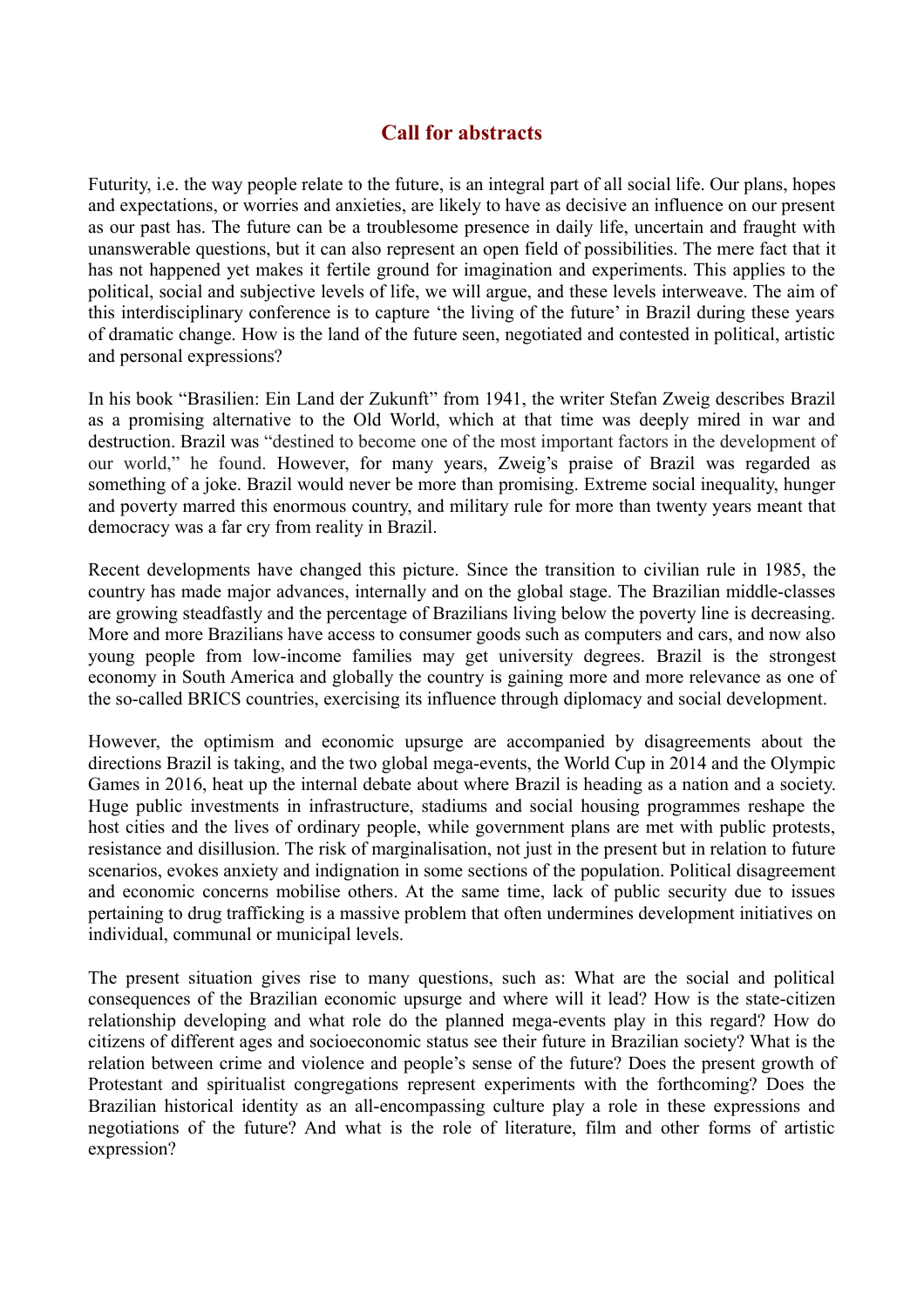## Call for abstracts

Futurity, i.e. the way people relate to the future, is an integral part of all social life. Our plans, hopes and expectations, or worries and anxieties, are likely to have as decisive an influence on our present as our past has. The future can be a troublesome presence in daily life, uncertain and fraught with unanswerable questions, but it can also represent an open field of possibilities. The mere fact that it has not happened yet makes it fertile ground for imagination and experiments. This applies to the political, social and subjective levels of life, we will argue, and these levels interweave. The aim of this interdisciplinary conference is to capture 'the living of the future' in Brazil during these years of dramatic change. How is the land of the future seen, negotiated and contested in political, artistic and personal expressions?

In his book "Brasilien: Ein Land der Zukunft" from 1941, the writer Stefan Zweig describes Brazil as a promising alternative to the Old World, which at that time was deeply mired in war and destruction. Brazil was "destined to become one of the most important factors in the development of our world," he found. However, for many years, Zweig's praise of Brazil was regarded as something of a joke. Brazil would never be more than promising. Extreme social inequality, hunger and poverty marred this enormous country, and military rule for more than twenty years meant that democracy was a far cry from reality in Brazil.

Recent developments have changed this picture. Since the transition to civilian rule in 1985, the country has made major advances, internally and on the global stage. The Brazilian middle-classes are growing steadfastly and the percentage of Brazilians living below the poverty line is decreasing. More and more Brazilians have access to consumer goods such as computers and cars, and now also young people from low-income families may get university degrees. Brazil is the strongest economy in South America and globally the country is gaining more and more relevance as one of the so-called BRICS countries, exercising its influence through diplomacy and social development.

However, the optimism and economic upsurge are accompanied by disagreements about the directions Brazil is taking, and the two global mega-events, the World Cup in 2014 and the Olympic Games in 2016, heat up the internal debate about where Brazil is heading as a nation and a society. Huge public investments in infrastructure, stadiums and social housing programmes reshape the host cities and the lives of ordinary people, while government plans are met with public protests, resistance and disillusion. The risk of marginalisation, not just in the present but in relation to future scenarios, evokes anxiety and indignation in some sections of the population. Political disagreement and economic concerns mobilise others. At the same time, lack of public security due to issues pertaining to drug trafficking is a massive problem that often undermines development initiatives on individual, communal or municipal levels.

The present situation gives rise to many questions, such as: What are the social and political consequences of the Brazilian economic upsurge and where will it lead? How is the state-citizen relationship developing and what role do the planned mega-events play in this regard? How do citizens of different ages and socioeconomic status see their future in Brazilian society? What is the relation between crime and violence and people's sense of the future? Does the present growth of Protestant and spiritualist congregations represent experiments with the forthcoming? Does the Brazilian historical identity as an all-encompassing culture play a role in these expressions and negotiations of the future? And what is the role of literature, film and other forms of artistic expression?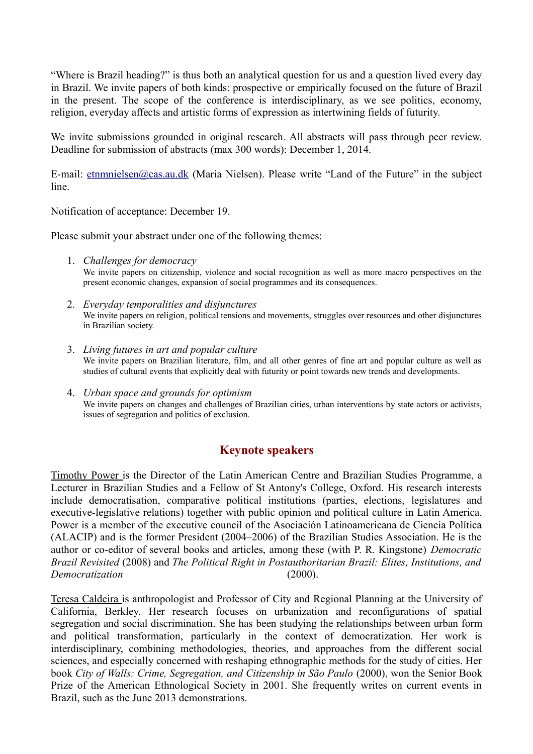"Where is Brazil heading?" is thus both an analytical question for us and a question lived every day in Brazil. We invite papers of both kinds: prospective or empirically focused on the future of Brazil in the present. The scope of the conference is interdisciplinary, as we see politics, economy, religion, everyday affects and artistic forms of expression as intertwining fields of futurity.

We invite submissions grounded in original research. All abstracts will pass through peer review. Deadline for submission of abstracts (max 300 words): December 1, 2014.

E-mail: etnmnielsen@cas.au.dk (Maria Nielsen). Please write "Land of the Future" in the subject line.

Notification of acceptance: December 19.

Please submit your abstract under one of the following themes:

1. *Challenges for democracy*
   We invite papers on citizenship, violence and social recognition as well as more macro perspectives on the present economic changes, expansion of social programmes and its consequences.

2. *Everyday temporalities and disjunctures*
   We invite papers on religion, political tensions and movements, struggles over resources and other disjunctures in Brazilian society.

3. *Living futures in art and popular culture*
   We invite papers on Brazilian literature, film, and all other genres of fine art and popular culture as well as studies of cultural events that explicitly deal with futurity or point towards new trends and developments.

4. *Urban space and grounds for optimism*
   We invite papers on changes and challenges of Brazilian cities, urban interventions by state actors or activists, issues of segregation and politics of exclusion.

## Keynote speakers

Timothy Power is the Director of the Latin American Centre and Brazilian Studies Programme, a Lecturer in Brazilian Studies and a Fellow of St Antony's College, Oxford. His research interests include democratisation, comparative political institutions (parties, elections, legislatures and executive-legislative relations) together with public opinion and political culture in Latin America. Power is a member of the executive council of the Asociación Latinoamericana de Ciencia Política (ALACIP) and is the former President (2004–2006) of the Brazilian Studies Association. He is the author or co-editor of several books and articles, among these (with P. R. Kingstone) *Democratic Brazil Revisited* (2008) and *The Political Right in Postauthoritarian Brazil: Elites, Institutions, and Democratization* (2000).

Teresa Caldeira is anthropologist and Professor of City and Regional Planning at the University of California, Berkley. Her research focuses on urbanization and reconfigurations of spatial segregation and social discrimination. She has been studying the relationships between urban form and political transformation, particularly in the context of democratization. Her work is interdisciplinary, combining methodologies, theories, and approaches from the different social sciences, and especially concerned with reshaping ethnographic methods for the study of cities. Her book *City of Walls: Crime, Segregation, and Citizenship in São Paulo* (2000), won the Senior Book Prize of the American Ethnological Society in 2001. She frequently writes on current events in Brazil, such as the June 2013 demonstrations.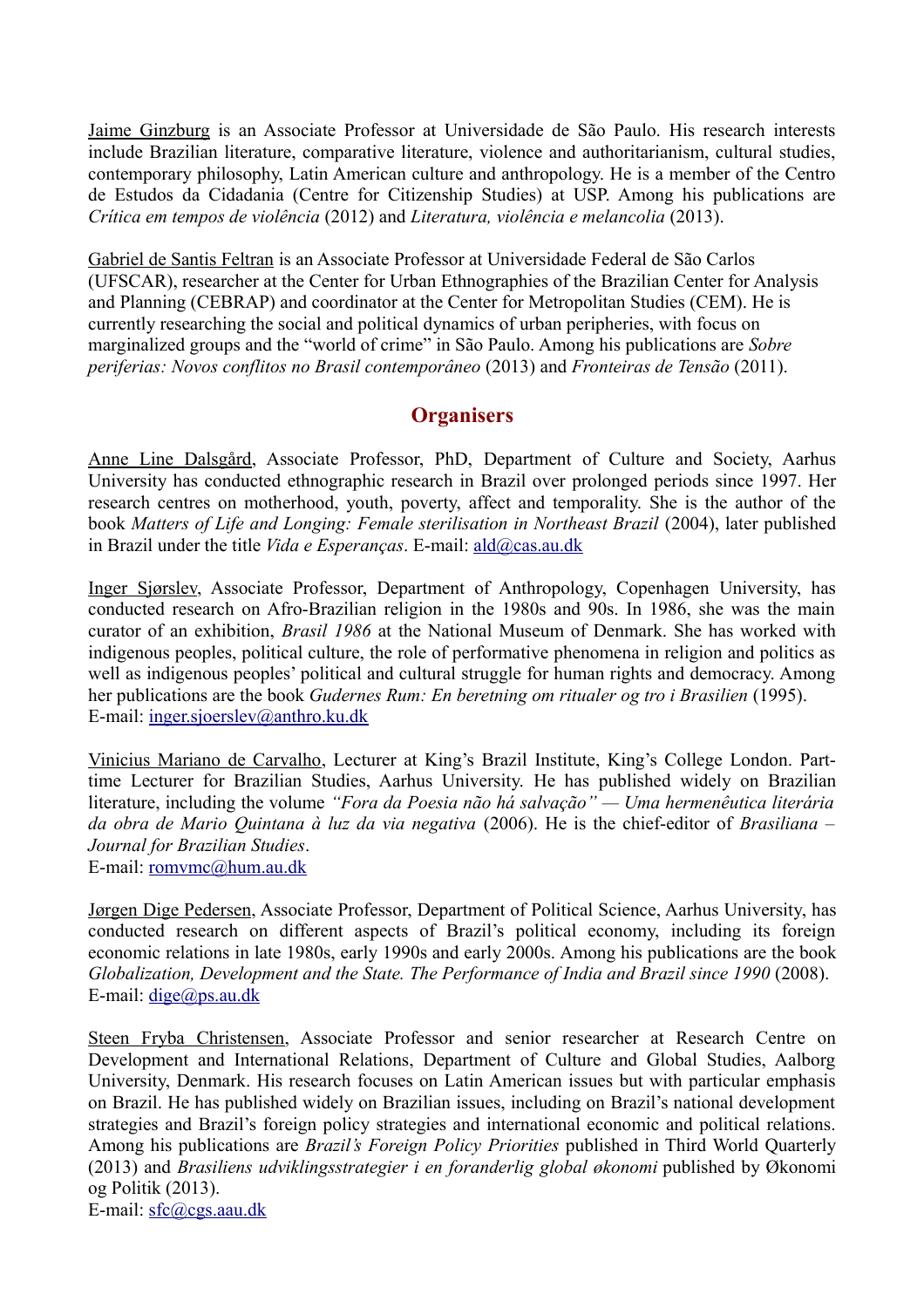Jaime Ginzburg is an Associate Professor at Universidade de São Paulo. His research interests include Brazilian literature, comparative literature, violence and authoritarianism, cultural studies, contemporary philosophy, Latin American culture and anthropology. He is a member of the Centro de Estudos da Cidadania (Centre for Citizenship Studies) at USP. Among his publications are *Crítica em tempos de violência* (2012) and *Literatura, violência e melancolia* (2013).

Gabriel de Santis Feltran is an Associate Professor at Universidade Federal de São Carlos (UFSCAR), researcher at the Center for Urban Ethnographies of the Brazilian Center for Analysis and Planning (CEBRAP) and coordinator at the Center for Metropolitan Studies (CEM). He is currently researching the social and political dynamics of urban peripheries, with focus on marginalized groups and the "world of crime" in São Paulo. Among his publications are *Sobre periferias: Novos conflitos no Brasil contemporâneo* (2013) and *Fronteiras de Tensão* (2011).

## Organisers

Anne Line Dalsgård, Associate Professor, PhD, Department of Culture and Society, Aarhus University has conducted ethnographic research in Brazil over prolonged periods since 1997. Her research centres on motherhood, youth, poverty, affect and temporality. She is the author of the book *Matters of Life and Longing: Female sterilisation in Northeast Brazil* (2004), later published in Brazil under the title *Vida e Esperanças*. E-mail: ald@cas.au.dk

Inger Sjørslev, Associate Professor, Department of Anthropology, Copenhagen University, has conducted research on Afro-Brazilian religion in the 1980s and 90s. In 1986, she was the main curator of an exhibition, *Brasil 1986* at the National Museum of Denmark. She has worked with indigenous peoples, political culture, the role of performative phenomena in religion and politics as well as indigenous peoples' political and cultural struggle for human rights and democracy. Among her publications are the book *Gudernes Rum: En beretning om ritualer og tro i Brasilien* (1995).
E-mail: inger.sjoerslev@anthro.ku.dk

Vinicius Mariano de Carvalho, Lecturer at King's Brazil Institute, King's College London. Part-time Lecturer for Brazilian Studies, Aarhus University. He has published widely on Brazilian literature, including the volume *"Fora da Poesia não há salvação" — Uma hermenêutica literária da obra de Mario Quintana à luz da via negativa* (2006). He is the chief-editor of *Brasiliana – Journal for Brazilian Studies*.
E-mail: romvmc@hum.au.dk

Jørgen Dige Pedersen, Associate Professor, Department of Political Science, Aarhus University, has conducted research on different aspects of Brazil's political economy, including its foreign economic relations in late 1980s, early 1990s and early 2000s. Among his publications are the book *Globalization, Development and the State. The Performance of India and Brazil since 1990* (2008).
E-mail: dige@ps.au.dk

Steen Fryba Christensen, Associate Professor and senior researcher at Research Centre on Development and International Relations, Department of Culture and Global Studies, Aalborg University, Denmark. His research focuses on Latin American issues but with particular emphasis on Brazil. He has published widely on Brazilian issues, including on Brazil's national development strategies and Brazil's foreign policy strategies and international economic and political relations. Among his publications are *Brazil's Foreign Policy Priorities* published in Third World Quarterly (2013) and *Brasiliens udviklingsstrategier i en foranderlig global økonomi* published by Økonomi og Politik (2013).
E-mail: sfc@cgs.aau.dk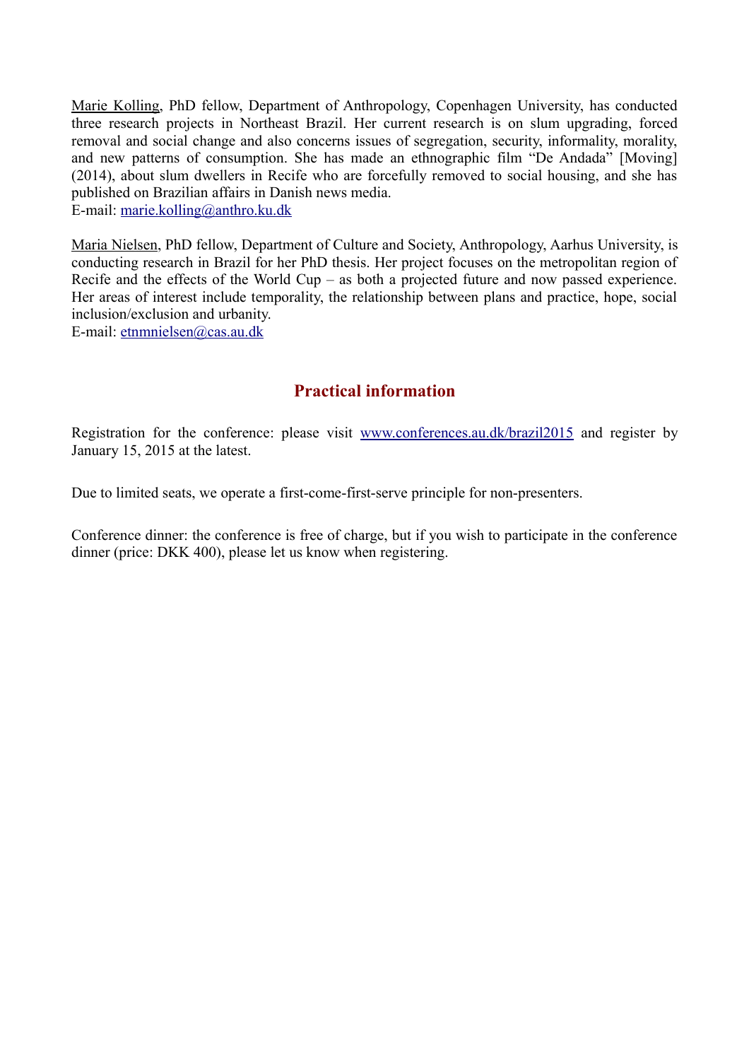Marie Kolling, PhD fellow, Department of Anthropology, Copenhagen University, has conducted three research projects in Northeast Brazil. Her current research is on slum upgrading, forced removal and social change and also concerns issues of segregation, security, informality, morality, and new patterns of consumption. She has made an ethnographic film "De Andada" [Moving] (2014), about slum dwellers in Recife who are forcefully removed to social housing, and she has published on Brazilian affairs in Danish news media.
E-mail: marie.kolling@anthro.ku.dk

Maria Nielsen, PhD fellow, Department of Culture and Society, Anthropology, Aarhus University, is conducting research in Brazil for her PhD thesis. Her project focuses on the metropolitan region of Recife and the effects of the World Cup – as both a projected future and now passed experience. Her areas of interest include temporality, the relationship between plans and practice, hope, social inclusion/exclusion and urbanity.
E-mail: etnmnielsen@cas.au.dk

## Practical information

Registration for the conference: please visit www.conferences.au.dk/brazil2015 and register by January 15, 2015 at the latest.

Due to limited seats, we operate a first-come-first-serve principle for non-presenters.

Conference dinner: the conference is free of charge, but if you wish to participate in the conference dinner (price: DKK 400), please let us know when registering.